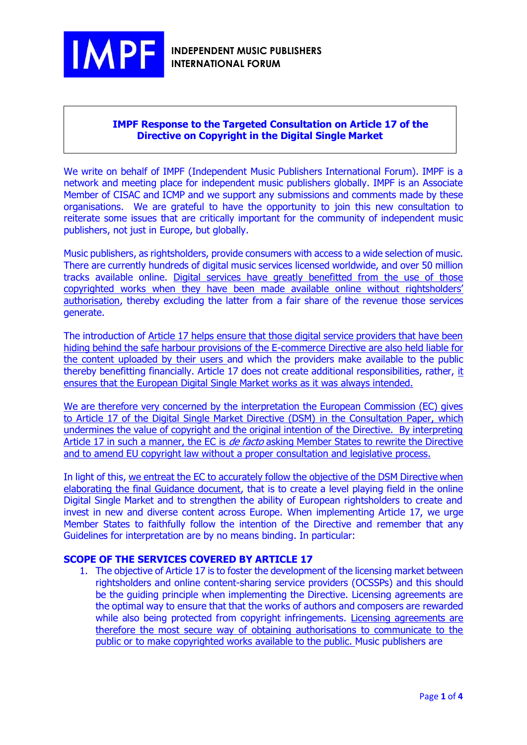**IMPF** INDEPENDENT MUSIC PUBLISHERS INTERNATIONAL FORUM

# IMPF Response to the Targeted Consultation on Article 17 of the Directive on Copyright in the Digital Single Market

We write on behalf of IMPF (Independent Music Publishers International Forum). IMPF is a network and meeting place for independent music publishers globally. IMPF is an Associate Member of CISAC and ICMP and we support any submissions and comments made by these organisations. We are grateful to have the opportunity to join this new consultation to reiterate some issues that are critically important for the community of independent music publishers, not just in Europe, but globally.

Music publishers, as rightsholders, provide consumers with access to a wide selection of music. There are currently hundreds of digital music services licensed worldwide, and over 50 million tracks available online. <u>Digital services have greatly benefitted from the use of those copyrighted works when they have been made available online without rightsholders' authorisation</u>, thereby excluding the latter from a fair share of the revenue those services generate.

The introduction of <u>Article 17 helps ensure that those digital service providers that have been hiding behind the safe harbour provisions of the E-commerce Directive are also held liable for the content uploaded by their users</u> and which the providers make available to the public thereby benefitting financially. Article 17 does not create additional responsibilities, rather, <u>it ensures that the European Digital Single Market works as it was always intended.</u>

<u>We are therefore very concerned by the interpretation the European Commission (EC) gives to Article 17 of the Digital Single Market Directive (DSM) in the Consultation Paper, which undermines the value of copyright and the original intention of the Directive. By interpreting Article 17 in such a manner, the EC is *de facto* asking Member States to rewrite the Directive and to amend EU copyright law without a proper consultation and legislative process.</u>

In light of this, <u>we entreat the EC to accurately follow the objective of the DSM Directive when elaborating the final Guidance document</u>, that is to create a level playing field in the online Digital Single Market and to strengthen the ability of European rightsholders to create and invest in new and diverse content across Europe. When implementing Article 17, we urge Member States to faithfully follow the intention of the Directive and remember that any Guidelines for interpretation are by no means binding. In particular:

## SCOPE OF THE SERVICES COVERED BY ARTICLE 17

1. The objective of Article 17 is to foster the development of the licensing market between rightsholders and online content-sharing service providers (OCSSPs) and this should be the guiding principle when implementing the Directive. Licensing agreements are the optimal way to ensure that that the works of authors and composers are rewarded while also being protected from copyright infringements. <u>Licensing agreements are therefore the most secure way of obtaining authorisations to communicate to the public or to make copyrighted works available to the public.</u> Music publishers are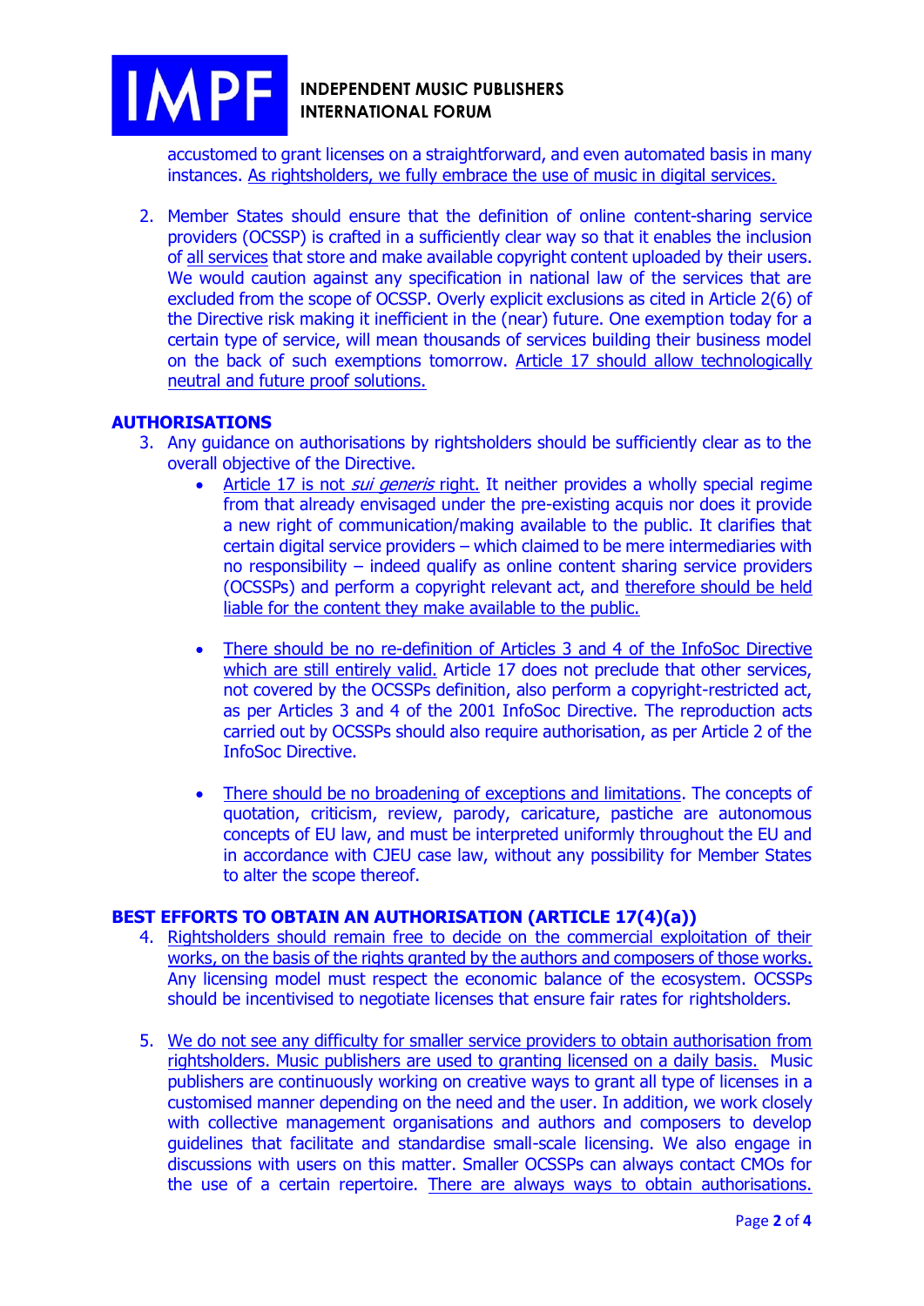accustomed to grant licenses on a straightforward, and even automated basis in many instances. As rightsholders, we fully embrace the use of music in digital services.

2. Member States should ensure that the definition of online content-sharing service providers (OCSSP) is crafted in a sufficiently clear way so that it enables the inclusion of all services that store and make available copyright content uploaded by their users. We would caution against any specification in national law of the services that are excluded from the scope of OCSSP. Overly explicit exclusions as cited in Article 2(6) of the Directive risk making it inefficient in the (near) future. One exemption today for a certain type of service, will mean thousands of services building their business model on the back of such exemptions tomorrow. Article 17 should allow technologically neutral and future proof solutions.

## AUTHORISATIONS

3. Any guidance on authorisations by rightsholders should be sufficiently clear as to the overall objective of the Directive.
   - Article 17 is not *sui generis* right. It neither provides a wholly special regime from that already envisaged under the pre-existing acquis nor does it provide a new right of communication/making available to the public. It clarifies that certain digital service providers – which claimed to be mere intermediaries with no responsibility – indeed qualify as online content sharing service providers (OCSSPs) and perform a copyright relevant act, and therefore should be held liable for the content they make available to the public.
   - There should be no re-definition of Articles 3 and 4 of the InfoSoc Directive which are still entirely valid. Article 17 does not preclude that other services, not covered by the OCSSPs definition, also perform a copyright-restricted act, as per Articles 3 and 4 of the 2001 InfoSoc Directive. The reproduction acts carried out by OCSSPs should also require authorisation, as per Article 2 of the InfoSoc Directive.
   - There should be no broadening of exceptions and limitations. The concepts of quotation, criticism, review, parody, caricature, pastiche are autonomous concepts of EU law, and must be interpreted uniformly throughout the EU and in accordance with CJEU case law, without any possibility for Member States to alter the scope thereof.

## BEST EFFORTS TO OBTAIN AN AUTHORISATION (ARTICLE 17(4)(a))

4. Rightsholders should remain free to decide on the commercial exploitation of their works, on the basis of the rights granted by the authors and composers of those works. Any licensing model must respect the economic balance of the ecosystem. OCSSPs should be incentivised to negotiate licenses that ensure fair rates for rightsholders.

5. We do not see any difficulty for smaller service providers to obtain authorisation from rightsholders. Music publishers are used to granting licensed on a daily basis. Music publishers are continuously working on creative ways to grant all type of licenses in a customised manner depending on the need and the user. In addition, we work closely with collective management organisations and authors and composers to develop guidelines that facilitate and standardise small-scale licensing. We also engage in discussions with users on this matter. Smaller OCSSPs can always contact CMOs for the use of a certain repertoire. There are always ways to obtain authorisations.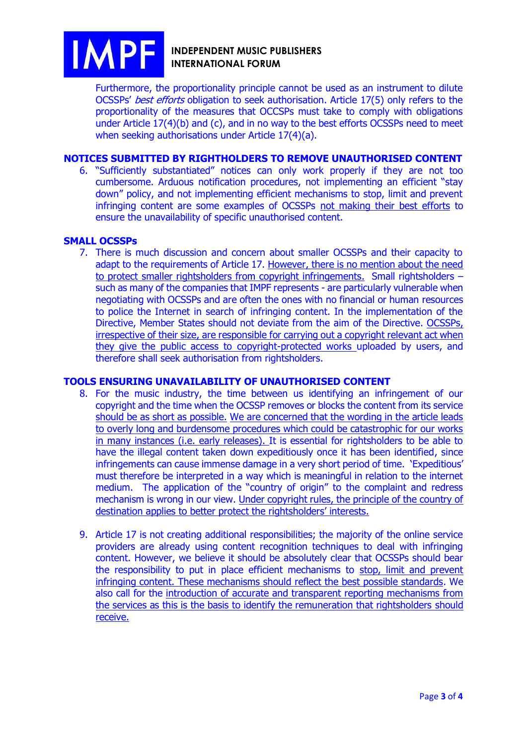Furthermore, the proportionality principle cannot be used as an instrument to dilute OCSSPs' *best efforts* obligation to seek authorisation. Article 17(5) only refers to the proportionality of the measures that OCCSPs must take to comply with obligations under Article 17(4)(b) and (c), and in no way to the best efforts OCSSPs need to meet when seeking authorisations under Article 17(4)(a).

## NOTICES SUBMITTED BY RIGHTHOLDERS TO REMOVE UNAUTHORISED CONTENT

6. "Sufficiently substantiated" notices can only work properly if they are not too cumbersome. Arduous notification procedures, not implementing an efficient "stay down" policy, and not implementing efficient mechanisms to stop, limit and prevent infringing content are some examples of OCSSPs not making their best efforts to ensure the unavailability of specific unauthorised content.

## SMALL OCSSPs

7. There is much discussion and concern about smaller OCSSPs and their capacity to adapt to the requirements of Article 17. However, there is no mention about the need to protect smaller rightsholders from copyright infringements. Small rightsholders – such as many of the companies that IMPF represents - are particularly vulnerable when negotiating with OCSSPs and are often the ones with no financial or human resources to police the Internet in search of infringing content. In the implementation of the Directive, Member States should not deviate from the aim of the Directive. OCSSPs, irrespective of their size, are responsible for carrying out a copyright relevant act when they give the public access to copyright-protected works uploaded by users, and therefore shall seek authorisation from rightsholders.

## TOOLS ENSURING UNAVAILABILITY OF UNAUTHORISED CONTENT

8. For the music industry, the time between us identifying an infringement of our copyright and the time when the OCSSP removes or blocks the content from its service should be as short as possible. We are concerned that the wording in the article leads to overly long and burdensome procedures which could be catastrophic for our works in many instances (i.e. early releases). It is essential for rightsholders to be able to have the illegal content taken down expeditiously once it has been identified, since infringements can cause immense damage in a very short period of time. 'Expeditious' must therefore be interpreted in a way which is meaningful in relation to the internet medium. The application of the "country of origin" to the complaint and redress mechanism is wrong in our view. Under copyright rules, the principle of the country of destination applies to better protect the rightsholders' interests.

9. Article 17 is not creating additional responsibilities; the majority of the online service providers are already using content recognition techniques to deal with infringing content. However, we believe it should be absolutely clear that OCSSPs should bear the responsibility to put in place efficient mechanisms to stop, limit and prevent infringing content. These mechanisms should reflect the best possible standards. We also call for the introduction of accurate and transparent reporting mechanisms from the services as this is the basis to identify the remuneration that rightsholders should receive.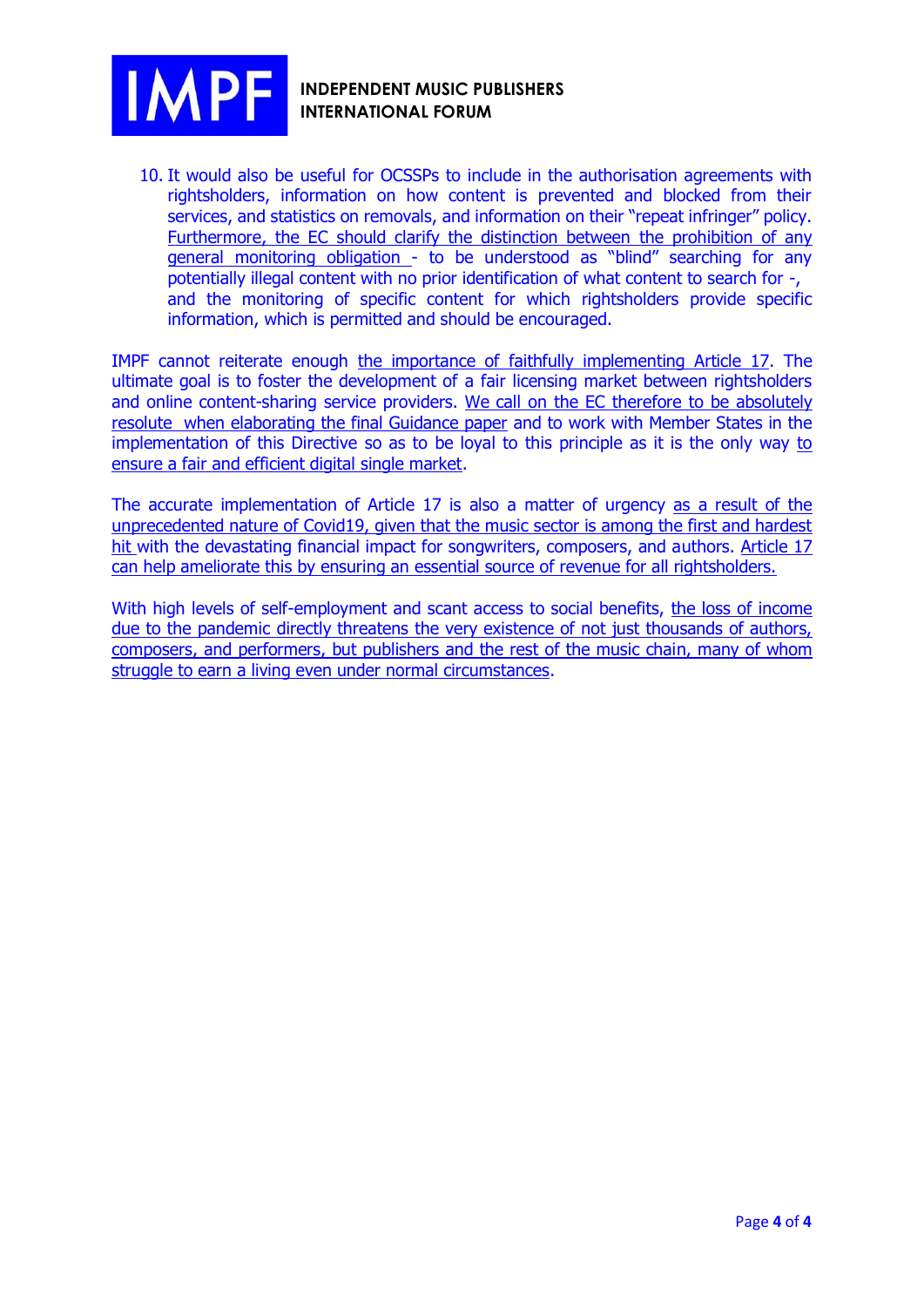10. It would also be useful for OCSSPs to include in the authorisation agreements with rightsholders, information on how content is prevented and blocked from their services, and statistics on removals, and information on their "repeat infringer" policy. Furthermore, the EC should clarify the distinction between the prohibition of any general monitoring obligation - to be understood as "blind" searching for any potentially illegal content with no prior identification of what content to search for -, and the monitoring of specific content for which rightsholders provide specific information, which is permitted and should be encouraged.

IMPF cannot reiterate enough the importance of faithfully implementing Article 17. The ultimate goal is to foster the development of a fair licensing market between rightsholders and online content-sharing service providers. We call on the EC therefore to be absolutely resolute when elaborating the final Guidance paper and to work with Member States in the implementation of this Directive so as to be loyal to this principle as it is the only way to ensure a fair and efficient digital single market.

The accurate implementation of Article 17 is also a matter of urgency as a result of the unprecedented nature of Covid19, given that the music sector is among the first and hardest hit with the devastating financial impact for songwriters, composers, and authors. Article 17 can help ameliorate this by ensuring an essential source of revenue for all rightsholders.

With high levels of self-employment and scant access to social benefits, the loss of income due to the pandemic directly threatens the very existence of not just thousands of authors, composers, and performers, but publishers and the rest of the music chain, many of whom struggle to earn a living even under normal circumstances.